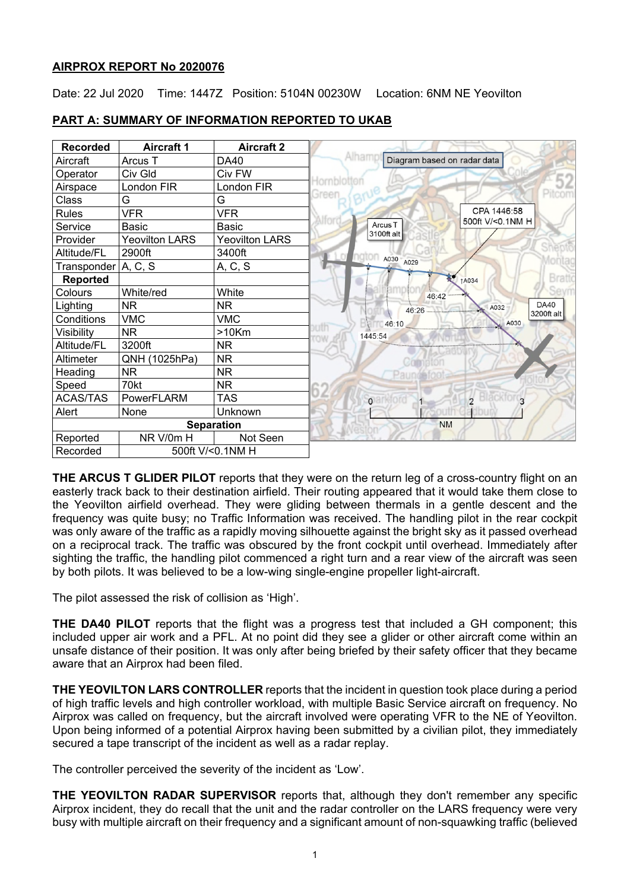**AIRPROX REPORT No 2020076**

Date: 22 Jul 2020 Time: 1447Z Position: 5104N 00230W Location: 6NM NE Yeovilton

**PART A: SUMMARY OF INFORMATION REPORTED TO UKAB**

| Recorded | Aircraft 1 | Aircraft 2 |
|---|---|---|
| Aircraft | Arcus T | DA40 |
| Operator | Civ Gld | Civ FW |
| Airspace | London FIR | London FIR |
| Class | G | G |
| Rules | VFR | VFR |
| Service | Basic | Basic |
| Provider | Yeovilton LARS | Yeovilton LARS |
| Altitude/FL | 2900ft | 3400ft |
| Transponder | A, C, S | A, C, S |
| **Reported** | | |
| Colours | White/red | White |
| Lighting | NR | NR |
| Conditions | VMC | VMC |
| Visibility | NR | >10Km |
| Altitude/FL | 3200ft | NR |
| Altimeter | QNH (1025hPa) | NR |
| Heading | NR | NR |
| Speed | 70kt | NR |
| ACAS/TAS | PowerFLARM | TAS |
| Alert | None | Unknown |
| **Separation** | | |
| Reported | NR V/0m H | Not Seen |
| Recorded | 500ft V/<0.1NM H | |

Diagram based on radar data

CPA 1446:58
500ft V/<0.1NM H

**THE ARCUS T GLIDER PILOT** reports that they were on the return leg of a cross-country flight on an easterly track back to their destination airfield. Their routing appeared that it would take them close to the Yeovilton airfield overhead. They were gliding between thermals in a gentle descent and the frequency was quite busy; no Traffic Information was received. The handling pilot in the rear cockpit was only aware of the traffic as a rapidly moving silhouette against the bright sky as it passed overhead on a reciprocal track. The traffic was obscured by the front cockpit until overhead. Immediately after sighting the traffic, the handling pilot commenced a right turn and a rear view of the aircraft was seen by both pilots. It was believed to be a low-wing single-engine propeller light-aircraft.

The pilot assessed the risk of collision as 'High'.

**THE DA40 PILOT** reports that the flight was a progress test that included a GH component; this included upper air work and a PFL. At no point did they see a glider or other aircraft come within an unsafe distance of their position. It was only after being briefed by their safety officer that they became aware that an Airprox had been filed.

**THE YEOVILTON LARS CONTROLLER** reports that the incident in question took place during a period of high traffic levels and high controller workload, with multiple Basic Service aircraft on frequency. No Airprox was called on frequency, but the aircraft involved were operating VFR to the NE of Yeovilton. Upon being informed of a potential Airprox having been submitted by a civilian pilot, they immediately secured a tape transcript of the incident as well as a radar replay.

The controller perceived the severity of the incident as 'Low'.

**THE YEOVILTON RADAR SUPERVISOR** reports that, although they don't remember any specific Airprox incident, they do recall that the unit and the radar controller on the LARS frequency were very busy with multiple aircraft on their frequency and a significant amount of non-squawking traffic (believed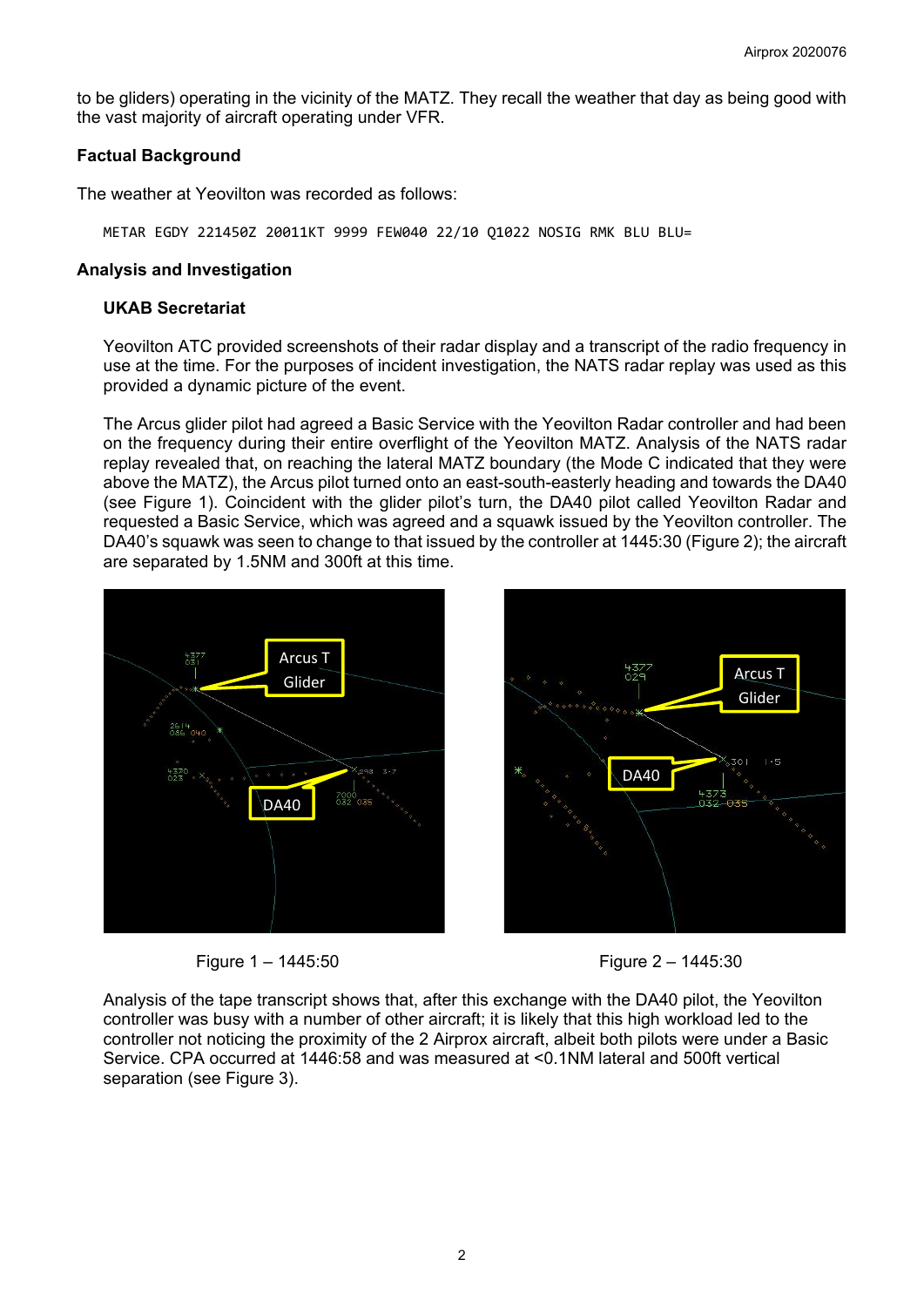to be gliders) operating in the vicinity of the MATZ. They recall the weather that day as being good with the vast majority of aircraft operating under VFR.

### Factual Background

The weather at Yeovilton was recorded as follows:

```
METAR EGDY 221450Z 20011KT 9999 FEW040 22/10 Q1022 NOSIG RMK BLU BLU=
```

### Analysis and Investigation

#### UKAB Secretariat

Yeovilton ATC provided screenshots of their radar display and a transcript of the radio frequency in use at the time. For the purposes of incident investigation, the NATS radar replay was used as this provided a dynamic picture of the event.

The Arcus glider pilot had agreed a Basic Service with the Yeovilton Radar controller and had been on the frequency during their entire overflight of the Yeovilton MATZ. Analysis of the NATS radar replay revealed that, on reaching the lateral MATZ boundary (the Mode C indicated that they were above the MATZ), the Arcus pilot turned onto an east-south-easterly heading and towards the DA40 (see Figure 1). Coincident with the glider pilot's turn, the DA40 pilot called Yeovilton Radar and requested a Basic Service, which was agreed and a squawk issued by the Yeovilton controller. The DA40's squawk was seen to change to that issued by the controller at 1445:30 (Figure 2); the aircraft are separated by 1.5NM and 300ft at this time.

Figure 1 – 1445:50

Figure 2 – 1445:30

Analysis of the tape transcript shows that, after this exchange with the DA40 pilot, the Yeovilton controller was busy with a number of other aircraft; it is likely that this high workload led to the controller not noticing the proximity of the 2 Airprox aircraft, albeit both pilots were under a Basic Service. CPA occurred at 1446:58 and was measured at <0.1NM lateral and 500ft vertical separation (see Figure 3).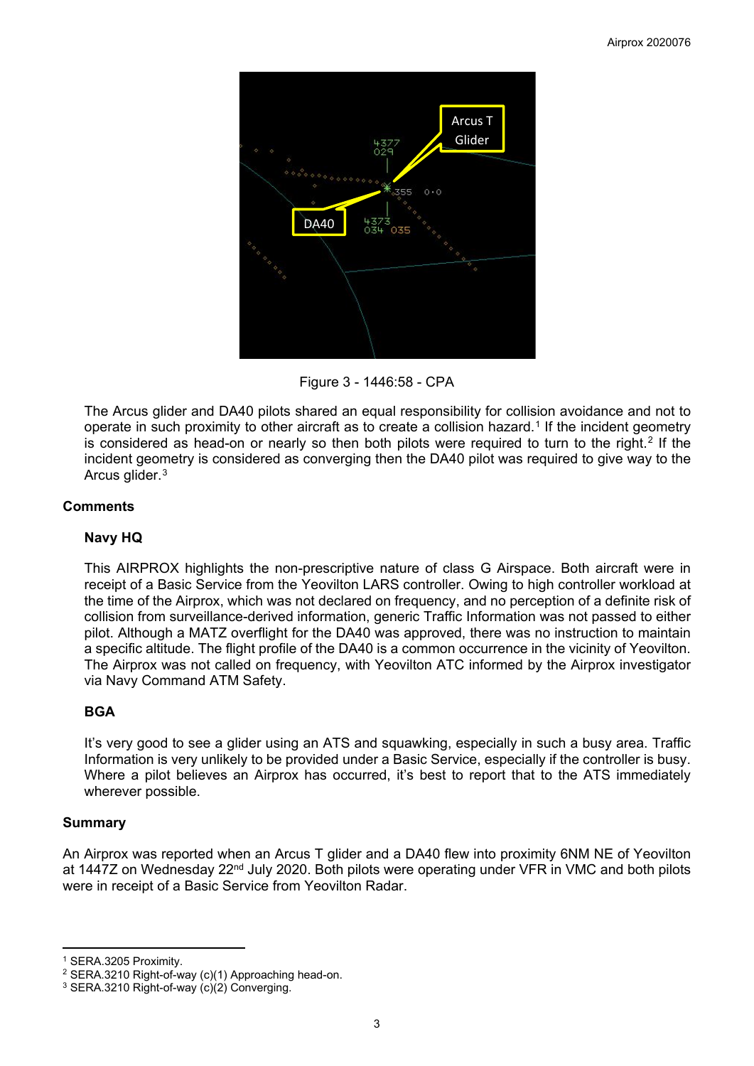Figure 3 - 1446:58 - CPA

The Arcus glider and DA40 pilots shared an equal responsibility for collision avoidance and not to operate in such proximity to other aircraft as to create a collision hazard.[1] If the incident geometry is considered as head-on or nearly so then both pilots were required to turn to the right.[2] If the incident geometry is considered as converging then the DA40 pilot was required to give way to the Arcus glider.[3]

## Comments

### Navy HQ

This AIRPROX highlights the non-prescriptive nature of class G Airspace. Both aircraft were in receipt of a Basic Service from the Yeovilton LARS controller. Owing to high controller workload at the time of the Airprox, which was not declared on frequency, and no perception of a definite risk of collision from surveillance-derived information, generic Traffic Information was not passed to either pilot. Although a MATZ overflight for the DA40 was approved, there was no instruction to maintain a specific altitude. The flight profile of the DA40 is a common occurrence in the vicinity of Yeovilton. The Airprox was not called on frequency, with Yeovilton ATC informed by the Airprox investigator via Navy Command ATM Safety.

### BGA

It's very good to see a glider using an ATS and squawking, especially in such a busy area. Traffic Information is very unlikely to be provided under a Basic Service, especially if the controller is busy. Where a pilot believes an Airprox has occurred, it's best to report that to the ATS immediately wherever possible.

## Summary

An Airprox was reported when an Arcus T glider and a DA40 flew into proximity 6NM NE of Yeovilton at 1447Z on Wednesday 22nd July 2020. Both pilots were operating under VFR in VMC and both pilots were in receipt of a Basic Service from Yeovilton Radar.

---

[1] SERA.3205 Proximity.

[2] SERA.3210 Right-of-way (c)(1) Approaching head-on.

[3] SERA.3210 Right-of-way (c)(2) Converging.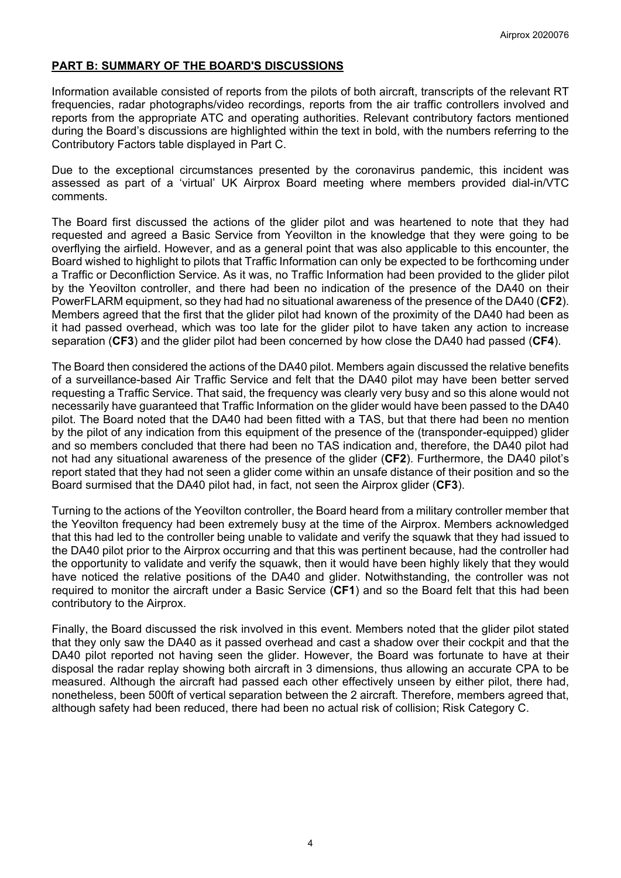## **PART B: SUMMARY OF THE BOARD'S DISCUSSIONS**

Information available consisted of reports from the pilots of both aircraft, transcripts of the relevant RT frequencies, radar photographs/video recordings, reports from the air traffic controllers involved and reports from the appropriate ATC and operating authorities. Relevant contributory factors mentioned during the Board's discussions are highlighted within the text in bold, with the numbers referring to the Contributory Factors table displayed in Part C.

Due to the exceptional circumstances presented by the coronavirus pandemic, this incident was assessed as part of a 'virtual' UK Airprox Board meeting where members provided dial-in/VTC comments.

The Board first discussed the actions of the glider pilot and was heartened to note that they had requested and agreed a Basic Service from Yeovilton in the knowledge that they were going to be overflying the airfield. However, and as a general point that was also applicable to this encounter, the Board wished to highlight to pilots that Traffic Information can only be expected to be forthcoming under a Traffic or Deconfliction Service. As it was, no Traffic Information had been provided to the glider pilot by the Yeovilton controller, and there had been no indication of the presence of the DA40 on their PowerFLARM equipment, so they had had no situational awareness of the presence of the DA40 (**CF2**). Members agreed that the first that the glider pilot had known of the proximity of the DA40 had been as it had passed overhead, which was too late for the glider pilot to have taken any action to increase separation (**CF3**) and the glider pilot had been concerned by how close the DA40 had passed (**CF4**).

The Board then considered the actions of the DA40 pilot. Members again discussed the relative benefits of a surveillance-based Air Traffic Service and felt that the DA40 pilot may have been better served requesting a Traffic Service. That said, the frequency was clearly very busy and so this alone would not necessarily have guaranteed that Traffic Information on the glider would have been passed to the DA40 pilot. The Board noted that the DA40 had been fitted with a TAS, but that there had been no mention by the pilot of any indication from this equipment of the presence of the (transponder-equipped) glider and so members concluded that there had been no TAS indication and, therefore, the DA40 pilot had not had any situational awareness of the presence of the glider (**CF2**). Furthermore, the DA40 pilot's report stated that they had not seen a glider come within an unsafe distance of their position and so the Board surmised that the DA40 pilot had, in fact, not seen the Airprox glider (**CF3**).

Turning to the actions of the Yeovilton controller, the Board heard from a military controller member that the Yeovilton frequency had been extremely busy at the time of the Airprox. Members acknowledged that this had led to the controller being unable to validate and verify the squawk that they had issued to the DA40 pilot prior to the Airprox occurring and that this was pertinent because, had the controller had the opportunity to validate and verify the squawk, then it would have been highly likely that they would have noticed the relative positions of the DA40 and glider. Notwithstanding, the controller was not required to monitor the aircraft under a Basic Service (**CF1**) and so the Board felt that this had been contributory to the Airprox.

Finally, the Board discussed the risk involved in this event. Members noted that the glider pilot stated that they only saw the DA40 as it passed overhead and cast a shadow over their cockpit and that the DA40 pilot reported not having seen the glider. However, the Board was fortunate to have at their disposal the radar replay showing both aircraft in 3 dimensions, thus allowing an accurate CPA to be measured. Although the aircraft had passed each other effectively unseen by either pilot, there had, nonetheless, been 500ft of vertical separation between the 2 aircraft. Therefore, members agreed that, although safety had been reduced, there had been no actual risk of collision; Risk Category C.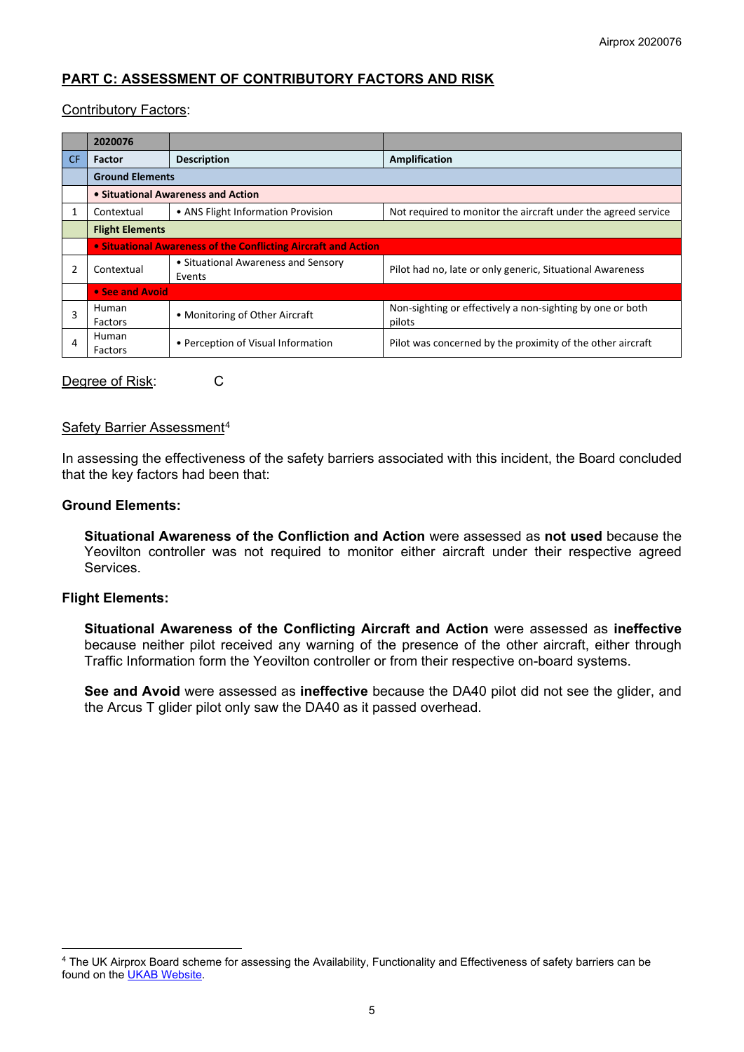## PART C: ASSESSMENT OF CONTRIBUTORY FACTORS AND RISK

Contributory Factors:

| | 2020076 | | |
|---|---|---|---|
| CF | Factor | Description | Amplification |
| | **Ground Elements** | | |
| | **• Situational Awareness and Action** | | |
| 1 | Contextual | • ANS Flight Information Provision | Not required to monitor the aircraft under the agreed service |
| | **Flight Elements** | | |
| | **• Situational Awareness of the Conflicting Aircraft and Action** | | |
| 2 | Contextual | • Situational Awareness and Sensory Events | Pilot had no, late or only generic, Situational Awareness |
| | **• See and Avoid** | | |
| 3 | Human Factors | • Monitoring of Other Aircraft | Non-sighting or effectively a non-sighting by one or both pilots |
| 4 | Human Factors | • Perception of Visual Information | Pilot was concerned by the proximity of the other aircraft |

Degree of Risk: C

Safety Barrier Assessment[4]

In assessing the effectiveness of the safety barriers associated with this incident, the Board concluded that the key factors had been that:

**Ground Elements:**

**Situational Awareness of the Confliction and Action** were assessed as **not used** because the Yeovilton controller was not required to monitor either aircraft under their respective agreed Services.

**Flight Elements:**

**Situational Awareness of the Conflicting Aircraft and Action** were assessed as **ineffective** because neither pilot received any warning of the presence of the other aircraft, either through Traffic Information form the Yeovilton controller or from their respective on-board systems.

**See and Avoid** were assessed as **ineffective** because the DA40 pilot did not see the glider, and the Arcus T glider pilot only saw the DA40 as it passed overhead.

---

[4] The UK Airprox Board scheme for assessing the Availability, Functionality and Effectiveness of safety barriers can be found on the UKAB Website.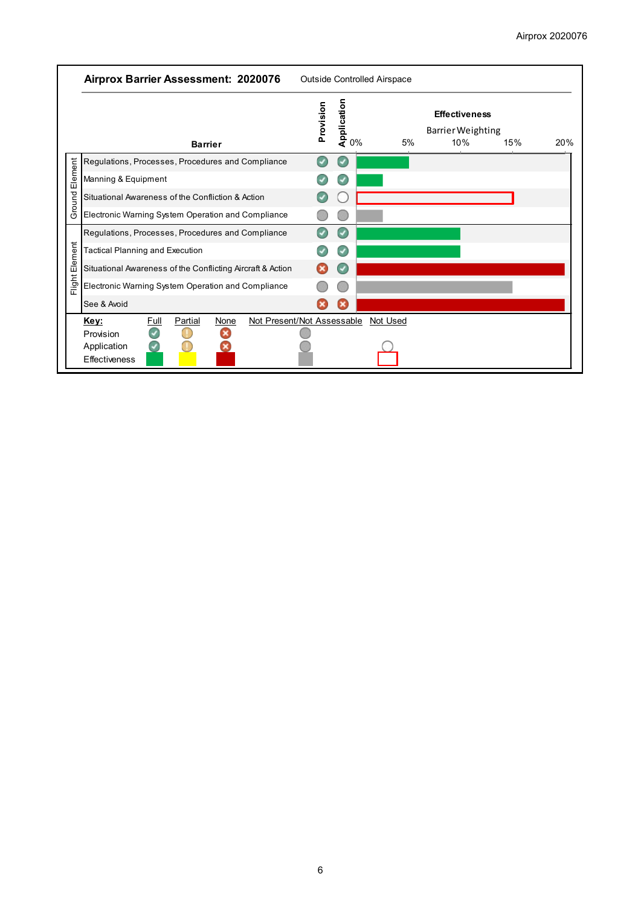**Airprox Barrier Assessment: 2020076** Outside Controlled Airspace

Barrier

Provision

Application

Effectiveness

Barrier Weighting

0% 5% 10% 15% 20%

Ground Element

Regulations, Processes, Procedures and Compliance

Manning & Equipment

Situational Awareness of the Confliction & Action

Electronic Warning System Operation and Compliance

Flight Element

Regulations, Processes, Procedures and Compliance

Tactical Planning and Execution

Situational Awareness of the Conflicting Aircraft & Action

Electronic Warning System Operation and Compliance

See & Avoid

**Key:** Full Partial None Not Present/Not Assessable Not Used

Provision

Application

Effectiveness